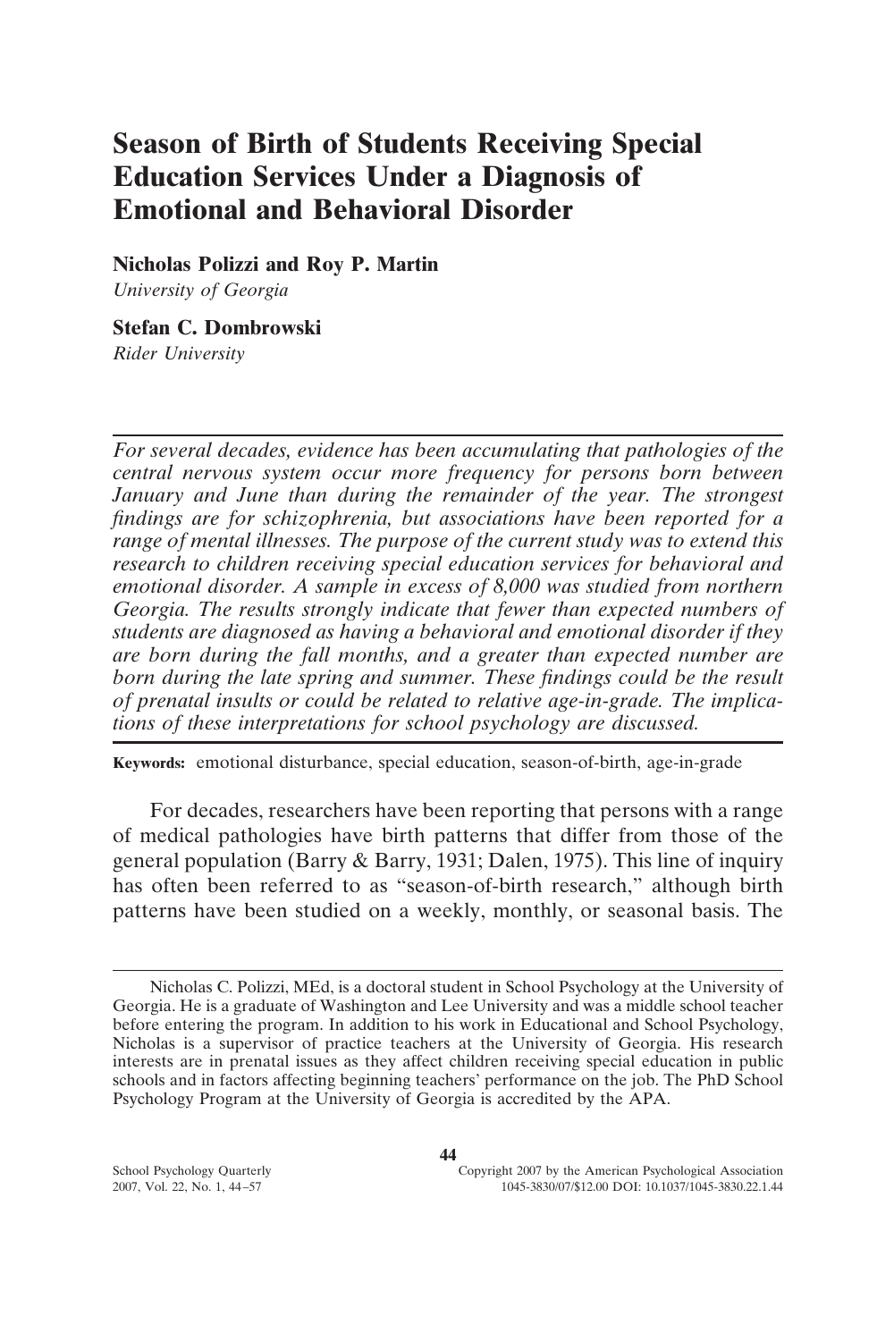# Season of Birth of Students Receiving Special Education Services Under a Diagnosis of Emotional and Behavioral Disorder

**Nicholas Polizzi and Roy P. Martin**
*University of Georgia*

**Stefan C. Dombrowski**
*Rider University*

---

*For several decades, evidence has been accumulating that pathologies of the central nervous system occur more frequency for persons born between January and June than during the remainder of the year. The strongest findings are for schizophrenia, but associations have been reported for a range of mental illnesses. The purpose of the current study was to extend this research to children receiving special education services for behavioral and emotional disorder. A sample in excess of 8,000 was studied from northern Georgia. The results strongly indicate that fewer than expected numbers of students are diagnosed as having a behavioral and emotional disorder if they are born during the fall months, and a greater than expected number are born during the late spring and summer. These findings could be the result of prenatal insults or could be related to relative age-in-grade. The implications of these interpretations for school psychology are discussed.*

---

**Keywords:** emotional disturbance, special education, season-of-birth, age-in-grade

For decades, researchers have been reporting that persons with a range of medical pathologies have birth patterns that differ from those of the general population (Barry & Barry, 1931; Dalen, 1975). This line of inquiry has often been referred to as "season-of-birth research," although birth patterns have been studied on a weekly, monthly, or seasonal basis. The

---

Nicholas C. Polizzi, MEd, is a doctoral student in School Psychology at the University of Georgia. He is a graduate of Washington and Lee University and was a middle school teacher before entering the program. In addition to his work in Educational and School Psychology, Nicholas is a supervisor of practice teachers at the University of Georgia. His research interests are in prenatal issues as they affect children receiving special education in public schools and in factors affecting beginning teachers' performance on the job. The PhD School Psychology Program at the University of Georgia is accredited by the APA.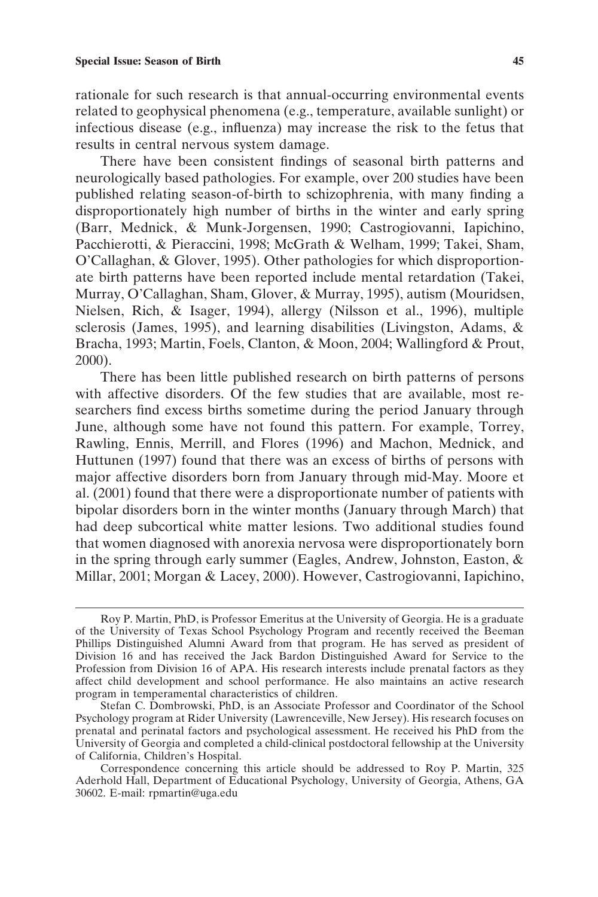rationale for such research is that annual-occurring environmental events related to geophysical phenomena (e.g., temperature, available sunlight) or infectious disease (e.g., influenza) may increase the risk to the fetus that results in central nervous system damage.

There have been consistent findings of seasonal birth patterns and neurologically based pathologies. For example, over 200 studies have been published relating season-of-birth to schizophrenia, with many finding a disproportionately high number of births in the winter and early spring (Barr, Mednick, & Munk-Jorgensen, 1990; Castrogiovanni, Iapichino, Pacchierotti, & Pieraccini, 1998; McGrath & Welham, 1999; Takei, Sham, O'Callaghan, & Glover, 1995). Other pathologies for which disproportionate birth patterns have been reported include mental retardation (Takei, Murray, O'Callaghan, Sham, Glover, & Murray, 1995), autism (Mouridsen, Nielsen, Rich, & Isager, 1994), allergy (Nilsson et al., 1996), multiple sclerosis (James, 1995), and learning disabilities (Livingston, Adams, & Bracha, 1993; Martin, Foels, Clanton, & Moon, 2004; Wallingford & Prout, 2000).

There has been little published research on birth patterns of persons with affective disorders. Of the few studies that are available, most researchers find excess births sometime during the period January through June, although some have not found this pattern. For example, Torrey, Rawling, Ennis, Merrill, and Flores (1996) and Machon, Mednick, and Huttunen (1997) found that there was an excess of births of persons with major affective disorders born from January through mid-May. Moore et al. (2001) found that there were a disproportionate number of patients with bipolar disorders born in the winter months (January through March) that had deep subcortical white matter lesions. Two additional studies found that women diagnosed with anorexia nervosa were disproportionately born in the spring through early summer (Eagles, Andrew, Johnston, Easton, & Millar, 2001; Morgan & Lacey, 2000). However, Castrogiovanni, Iapichino,

---

Roy P. Martin, PhD, is Professor Emeritus at the University of Georgia. He is a graduate of the University of Texas School Psychology Program and recently received the Beeman Phillips Distinguished Alumni Award from that program. He has served as president of Division 16 and has received the Jack Bardon Distinguished Award for Service to the Profession from Division 16 of APA. His research interests include prenatal factors as they affect child development and school performance. He also maintains an active research program in temperamental characteristics of children.

Stefan C. Dombrowski, PhD, is an Associate Professor and Coordinator of the School Psychology program at Rider University (Lawrenceville, New Jersey). His research focuses on prenatal and perinatal factors and psychological assessment. He received his PhD from the University of Georgia and completed a child-clinical postdoctoral fellowship at the University of California, Children's Hospital.

Correspondence concerning this article should be addressed to Roy P. Martin, 325 Aderhold Hall, Department of Educational Psychology, University of Georgia, Athens, GA 30602. E-mail: rpmartin@uga.edu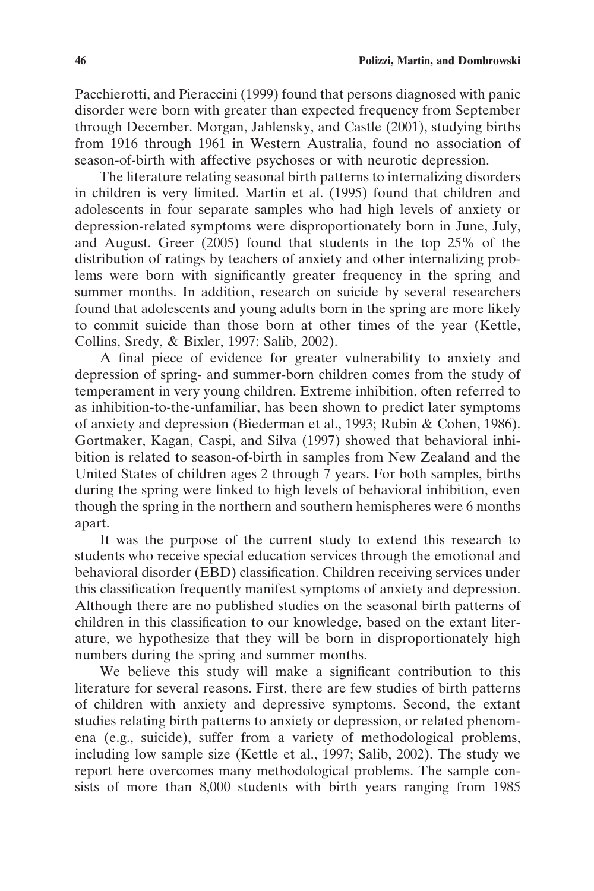Pacchierotti, and Pieraccini (1999) found that persons diagnosed with panic disorder were born with greater than expected frequency from September through December. Morgan, Jablensky, and Castle (2001), studying births from 1916 through 1961 in Western Australia, found no association of season-of-birth with affective psychoses or with neurotic depression.

The literature relating seasonal birth patterns to internalizing disorders in children is very limited. Martin et al. (1995) found that children and adolescents in four separate samples who had high levels of anxiety or depression-related symptoms were disproportionately born in June, July, and August. Greer (2005) found that students in the top 25% of the distribution of ratings by teachers of anxiety and other internalizing problems were born with significantly greater frequency in the spring and summer months. In addition, research on suicide by several researchers found that adolescents and young adults born in the spring are more likely to commit suicide than those born at other times of the year (Kettle, Collins, Sredy, & Bixler, 1997; Salib, 2002).

A final piece of evidence for greater vulnerability to anxiety and depression of spring- and summer-born children comes from the study of temperament in very young children. Extreme inhibition, often referred to as inhibition-to-the-unfamiliar, has been shown to predict later symptoms of anxiety and depression (Biederman et al., 1993; Rubin & Cohen, 1986). Gortmaker, Kagan, Caspi, and Silva (1997) showed that behavioral inhibition is related to season-of-birth in samples from New Zealand and the United States of children ages 2 through 7 years. For both samples, births during the spring were linked to high levels of behavioral inhibition, even though the spring in the northern and southern hemispheres were 6 months apart.

It was the purpose of the current study to extend this research to students who receive special education services through the emotional and behavioral disorder (EBD) classification. Children receiving services under this classification frequently manifest symptoms of anxiety and depression. Although there are no published studies on the seasonal birth patterns of children in this classification to our knowledge, based on the extant literature, we hypothesize that they will be born in disproportionately high numbers during the spring and summer months.

We believe this study will make a significant contribution to this literature for several reasons. First, there are few studies of birth patterns of children with anxiety and depressive symptoms. Second, the extant studies relating birth patterns to anxiety or depression, or related phenomena (e.g., suicide), suffer from a variety of methodological problems, including low sample size (Kettle et al., 1997; Salib, 2002). The study we report here overcomes many methodological problems. The sample consists of more than 8,000 students with birth years ranging from 1985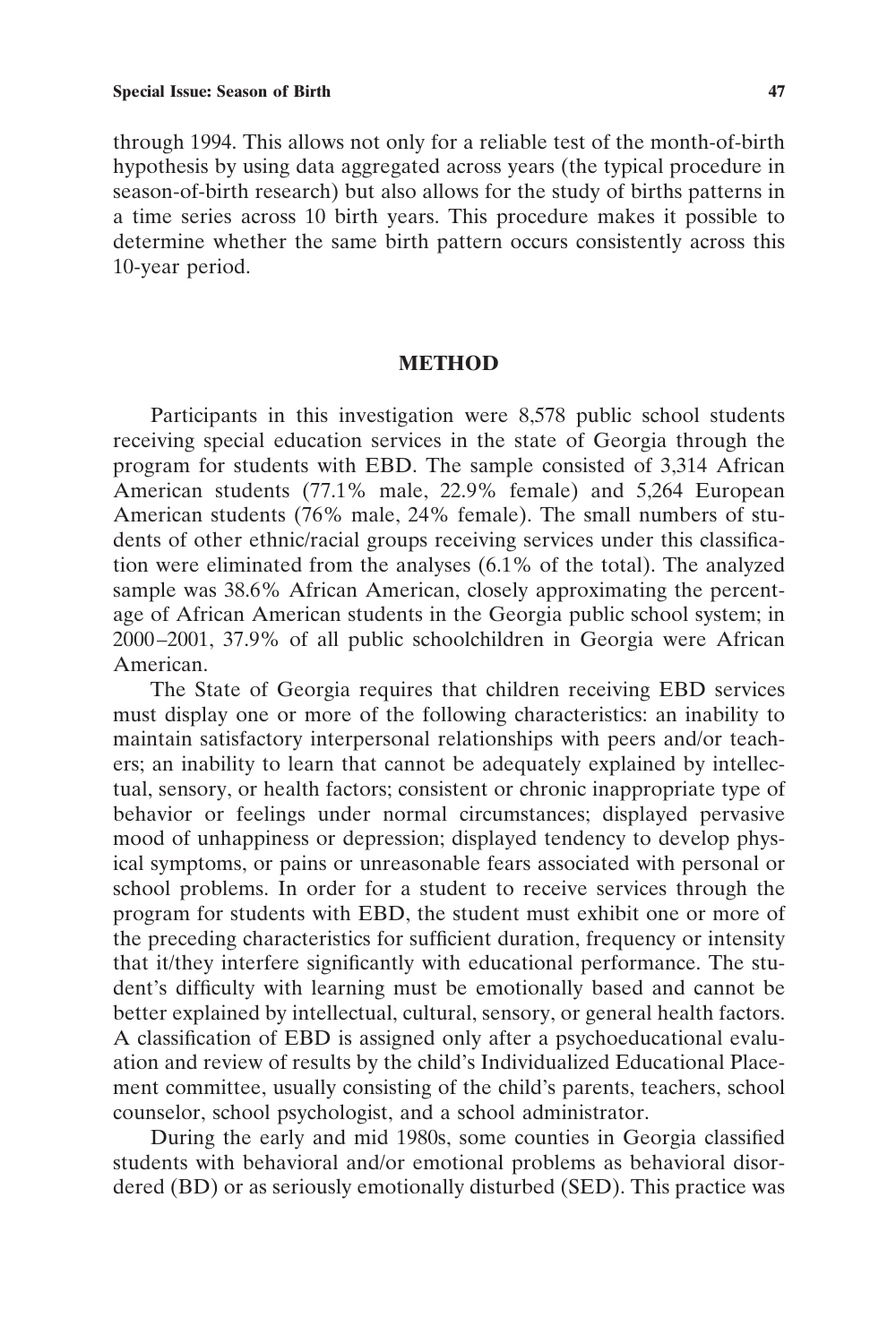through 1994. This allows not only for a reliable test of the month-of-birth hypothesis by using data aggregated across years (the typical procedure in season-of-birth research) but also allows for the study of births patterns in a time series across 10 birth years. This procedure makes it possible to determine whether the same birth pattern occurs consistently across this 10-year period.

## METHOD

Participants in this investigation were 8,578 public school students receiving special education services in the state of Georgia through the program for students with EBD. The sample consisted of 3,314 African American students (77.1% male, 22.9% female) and 5,264 European American students (76% male, 24% female). The small numbers of students of other ethnic/racial groups receiving services under this classification were eliminated from the analyses (6.1% of the total). The analyzed sample was 38.6% African American, closely approximating the percentage of African American students in the Georgia public school system; in 2000–2001, 37.9% of all public schoolchildren in Georgia were African American.

The State of Georgia requires that children receiving EBD services must display one or more of the following characteristics: an inability to maintain satisfactory interpersonal relationships with peers and/or teachers; an inability to learn that cannot be adequately explained by intellectual, sensory, or health factors; consistent or chronic inappropriate type of behavior or feelings under normal circumstances; displayed pervasive mood of unhappiness or depression; displayed tendency to develop physical symptoms, or pains or unreasonable fears associated with personal or school problems. In order for a student to receive services through the program for students with EBD, the student must exhibit one or more of the preceding characteristics for sufficient duration, frequency or intensity that it/they interfere significantly with educational performance. The student's difficulty with learning must be emotionally based and cannot be better explained by intellectual, cultural, sensory, or general health factors. A classification of EBD is assigned only after a psychoeducational evaluation and review of results by the child's Individualized Educational Placement committee, usually consisting of the child's parents, teachers, school counselor, school psychologist, and a school administrator.

During the early and mid 1980s, some counties in Georgia classified students with behavioral and/or emotional problems as behavioral disordered (BD) or as seriously emotionally disturbed (SED). This practice was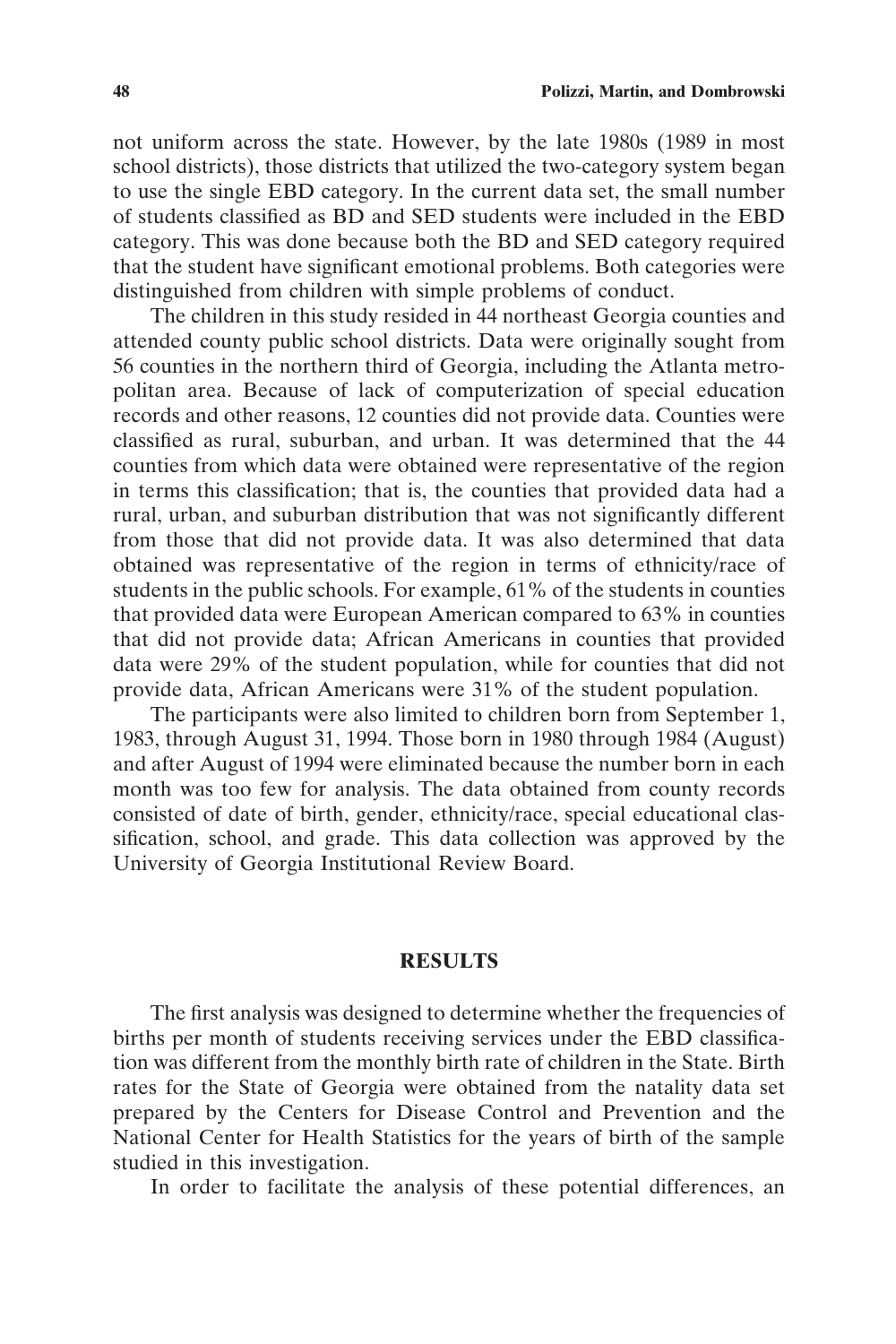not uniform across the state. However, by the late 1980s (1989 in most school districts), those districts that utilized the two-category system began to use the single EBD category. In the current data set, the small number of students classified as BD and SED students were included in the EBD category. This was done because both the BD and SED category required that the student have significant emotional problems. Both categories were distinguished from children with simple problems of conduct.

The children in this study resided in 44 northeast Georgia counties and attended county public school districts. Data were originally sought from 56 counties in the northern third of Georgia, including the Atlanta metropolitan area. Because of lack of computerization of special education records and other reasons, 12 counties did not provide data. Counties were classified as rural, suburban, and urban. It was determined that the 44 counties from which data were obtained were representative of the region in terms this classification; that is, the counties that provided data had a rural, urban, and suburban distribution that was not significantly different from those that did not provide data. It was also determined that data obtained was representative of the region in terms of ethnicity/race of students in the public schools. For example, 61% of the students in counties that provided data were European American compared to 63% in counties that did not provide data; African Americans in counties that provided data were 29% of the student population, while for counties that did not provide data, African Americans were 31% of the student population.

The participants were also limited to children born from September 1, 1983, through August 31, 1994. Those born in 1980 through 1984 (August) and after August of 1994 were eliminated because the number born in each month was too few for analysis. The data obtained from county records consisted of date of birth, gender, ethnicity/race, special educational classification, school, and grade. This data collection was approved by the University of Georgia Institutional Review Board.

## RESULTS

The first analysis was designed to determine whether the frequencies of births per month of students receiving services under the EBD classification was different from the monthly birth rate of children in the State. Birth rates for the State of Georgia were obtained from the natality data set prepared by the Centers for Disease Control and Prevention and the National Center for Health Statistics for the years of birth of the sample studied in this investigation.

In order to facilitate the analysis of these potential differences, an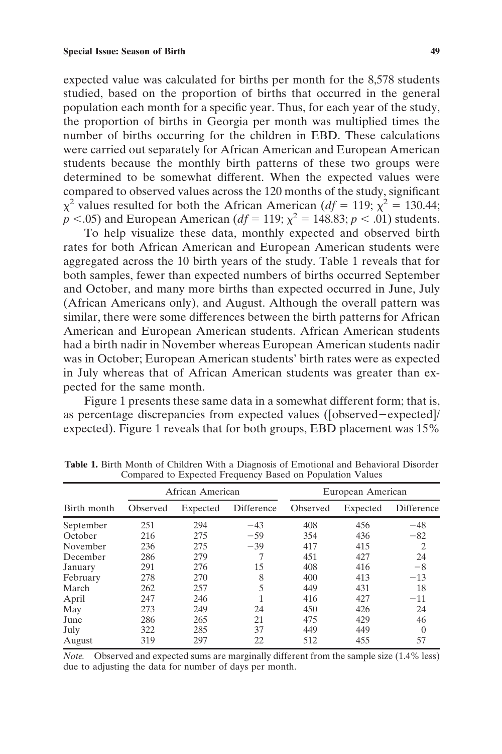expected value was calculated for births per month for the 8,578 students studied, based on the proportion of births that occurred in the general population each month for a specific year. Thus, for each year of the study, the proportion of births in Georgia per month was multiplied times the number of births occurring for the children in EBD. These calculations were carried out separately for African American and European American students because the monthly birth patterns of these two groups were determined to be somewhat different. When the expected values were compared to observed values across the 120 months of the study, significant $\chi^2$ values resulted for both the African American ($df = 119$; $\chi^2 = 130.44$; $p < .05$) and European American ($df = 119$; $\chi^2 = 148.83$; $p < .01$) students.

To help visualize these data, monthly expected and observed birth rates for both African American and European American students were aggregated across the 10 birth years of the study. Table 1 reveals that for both samples, fewer than expected numbers of births occurred September and October, and many more births than expected occurred in June, July (African Americans only), and August. Although the overall pattern was similar, there were some differences between the birth patterns for African American and European American students. African American students had a birth nadir in November whereas European American students nadir was in October; European American students' birth rates were as expected in July whereas that of African American students was greater than expected for the same month.

Figure 1 presents these same data in a somewhat different form; that is, as percentage discrepancies from expected values ([observed−expected]/expected). Figure 1 reveals that for both groups, EBD placement was 15%

**Table 1.** Birth Month of Children With a Diagnosis of Emotional and Behavioral Disorder Compared to Expected Frequency Based on Population Values

| | African American | | | European American | | |
|---|---|---|---|---|---|---|
| Birth month | Observed | Expected | Difference | Observed | Expected | Difference |
| September | 251 | 294 | −43 | 408 | 456 | −48 |
| October | 216 | 275 | −59 | 354 | 436 | −82 |
| November | 236 | 275 | −39 | 417 | 415 | 2 |
| December | 286 | 279 | 7 | 451 | 427 | 24 |
| January | 291 | 276 | 15 | 408 | 416 | −8 |
| February | 278 | 270 | 8 | 400 | 413 | −13 |
| March | 262 | 257 | 5 | 449 | 431 | 18 |
| April | 247 | 246 | 1 | 416 | 427 | −11 |
| May | 273 | 249 | 24 | 450 | 426 | 24 |
| June | 286 | 265 | 21 | 475 | 429 | 46 |
| July | 322 | 285 | 37 | 449 | 449 | 0 |
| August | 319 | 297 | 22 | 512 | 455 | 57 |

*Note.* Observed and expected sums are marginally different from the sample size (1.4% less) due to adjusting the data for number of days per month.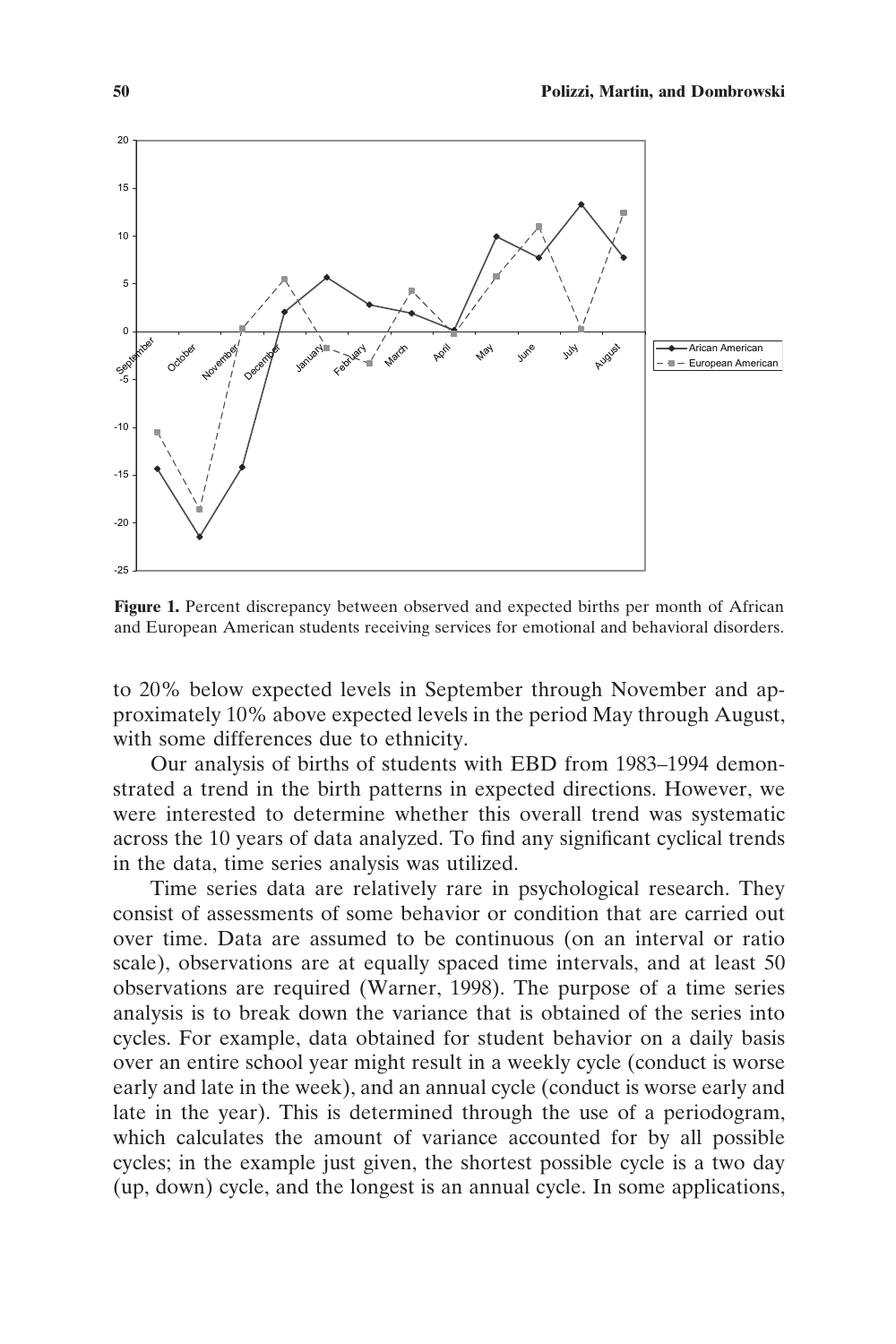**Figure 1.** Percent discrepancy between observed and expected births per month of African and European American students receiving services for emotional and behavioral disorders.

to 20% below expected levels in September through November and approximately 10% above expected levels in the period May through August, with some differences due to ethnicity.

Our analysis of births of students with EBD from 1983–1994 demonstrated a trend in the birth patterns in expected directions. However, we were interested to determine whether this overall trend was systematic across the 10 years of data analyzed. To find any significant cyclical trends in the data, time series analysis was utilized.

Time series data are relatively rare in psychological research. They consist of assessments of some behavior or condition that are carried out over time. Data are assumed to be continuous (on an interval or ratio scale), observations are at equally spaced time intervals, and at least 50 observations are required (Warner, 1998). The purpose of a time series analysis is to break down the variance that is obtained of the series into cycles. For example, data obtained for student behavior on a daily basis over an entire school year might result in a weekly cycle (conduct is worse early and late in the week), and an annual cycle (conduct is worse early and late in the year). This is determined through the use of a periodogram, which calculates the amount of variance accounted for by all possible cycles; in the example just given, the shortest possible cycle is a two day (up, down) cycle, and the longest is an annual cycle. In some applications,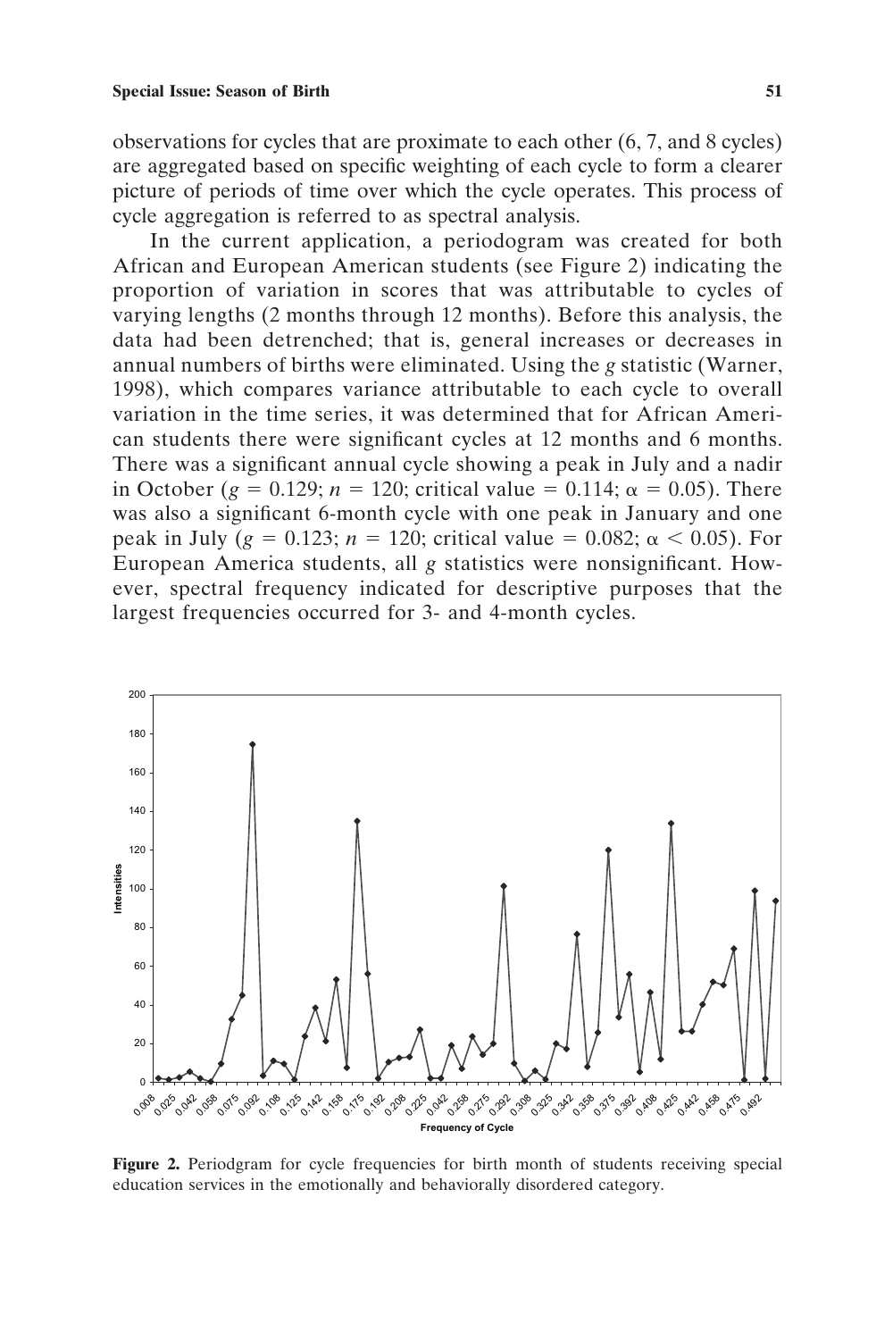observations for cycles that are proximate to each other (6, 7, and 8 cycles) are aggregated based on specific weighting of each cycle to form a clearer picture of periods of time over which the cycle operates. This process of cycle aggregation is referred to as spectral analysis.

In the current application, a periodogram was created for both African and European American students (see Figure 2) indicating the proportion of variation in scores that was attributable to cycles of varying lengths (2 months through 12 months). Before this analysis, the data had been detrenched; that is, general increases or decreases in annual numbers of births were eliminated. Using the *g* statistic (Warner, 1998), which compares variance attributable to each cycle to overall variation in the time series, it was determined that for African American students there were significant cycles at 12 months and 6 months. There was a significant annual cycle showing a peak in July and a nadir in October ($g = 0.129$; $n = 120$; critical value $= 0.114$; $\alpha = 0.05$). There was also a significant 6-month cycle with one peak in January and one peak in July ($g = 0.123$; $n = 120$; critical value $= 0.082$; $\alpha < 0.05$). For European America students, all *g* statistics were nonsignificant. However, spectral frequency indicated for descriptive purposes that the largest frequencies occurred for 3- and 4-month cycles.

**Figure 2.** Periodgram for cycle frequencies for birth month of students receiving special education services in the emotionally and behaviorally disordered category.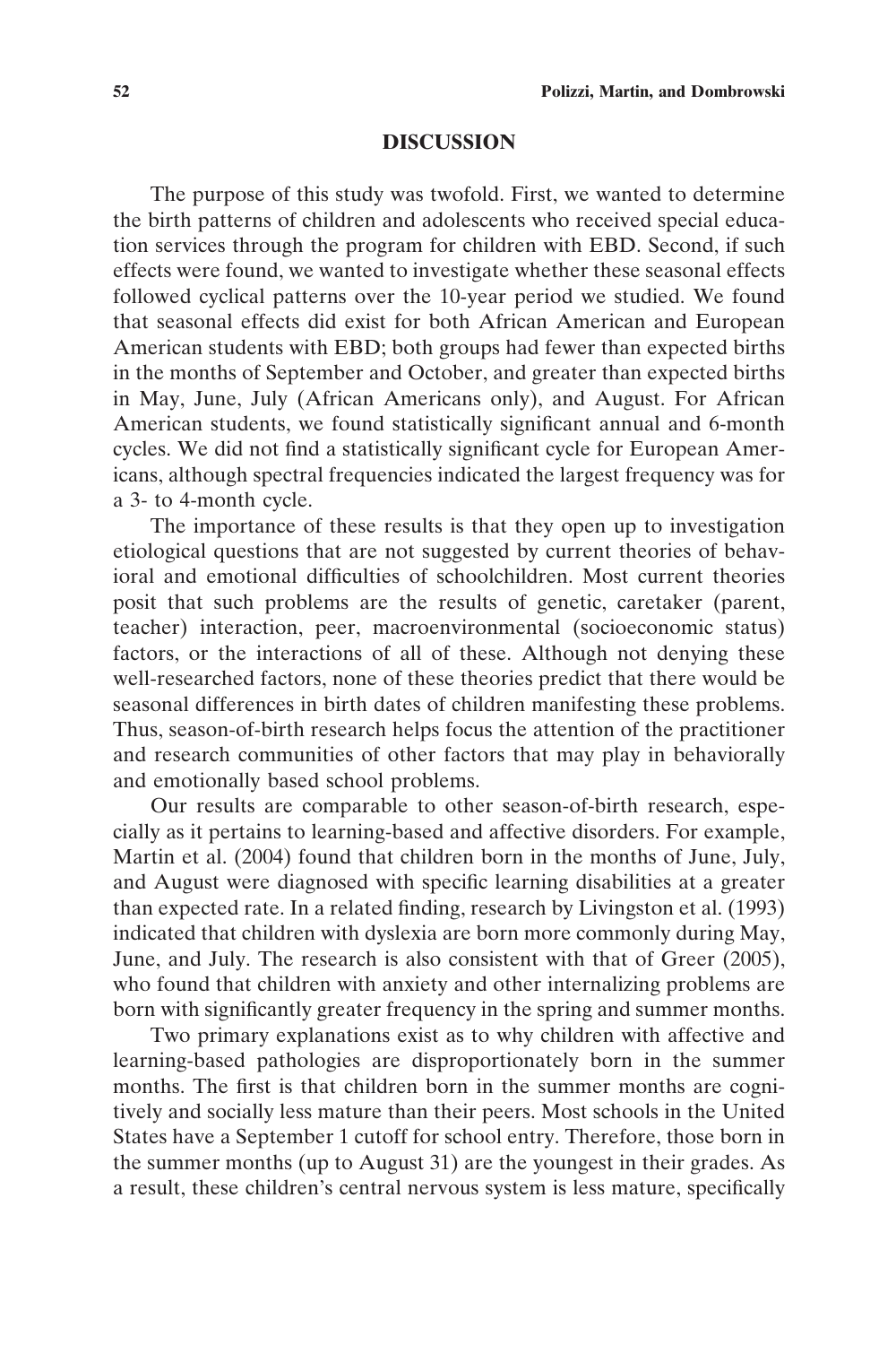## DISCUSSION

The purpose of this study was twofold. First, we wanted to determine the birth patterns of children and adolescents who received special education services through the program for children with EBD. Second, if such effects were found, we wanted to investigate whether these seasonal effects followed cyclical patterns over the 10-year period we studied. We found that seasonal effects did exist for both African American and European American students with EBD; both groups had fewer than expected births in the months of September and October, and greater than expected births in May, June, July (African Americans only), and August. For African American students, we found statistically significant annual and 6-month cycles. We did not find a statistically significant cycle for European Americans, although spectral frequencies indicated the largest frequency was for a 3- to 4-month cycle.

The importance of these results is that they open up to investigation etiological questions that are not suggested by current theories of behavioral and emotional difficulties of schoolchildren. Most current theories posit that such problems are the results of genetic, caretaker (parent, teacher) interaction, peer, macroenvironmental (socioeconomic status) factors, or the interactions of all of these. Although not denying these well-researched factors, none of these theories predict that there would be seasonal differences in birth dates of children manifesting these problems. Thus, season-of-birth research helps focus the attention of the practitioner and research communities of other factors that may play in behaviorally and emotionally based school problems.

Our results are comparable to other season-of-birth research, especially as it pertains to learning-based and affective disorders. For example, Martin et al. (2004) found that children born in the months of June, July, and August were diagnosed with specific learning disabilities at a greater than expected rate. In a related finding, research by Livingston et al. (1993) indicated that children with dyslexia are born more commonly during May, June, and July. The research is also consistent with that of Greer (2005), who found that children with anxiety and other internalizing problems are born with significantly greater frequency in the spring and summer months.

Two primary explanations exist as to why children with affective and learning-based pathologies are disproportionately born in the summer months. The first is that children born in the summer months are cognitively and socially less mature than their peers. Most schools in the United States have a September 1 cutoff for school entry. Therefore, those born in the summer months (up to August 31) are the youngest in their grades. As a result, these children's central nervous system is less mature, specifically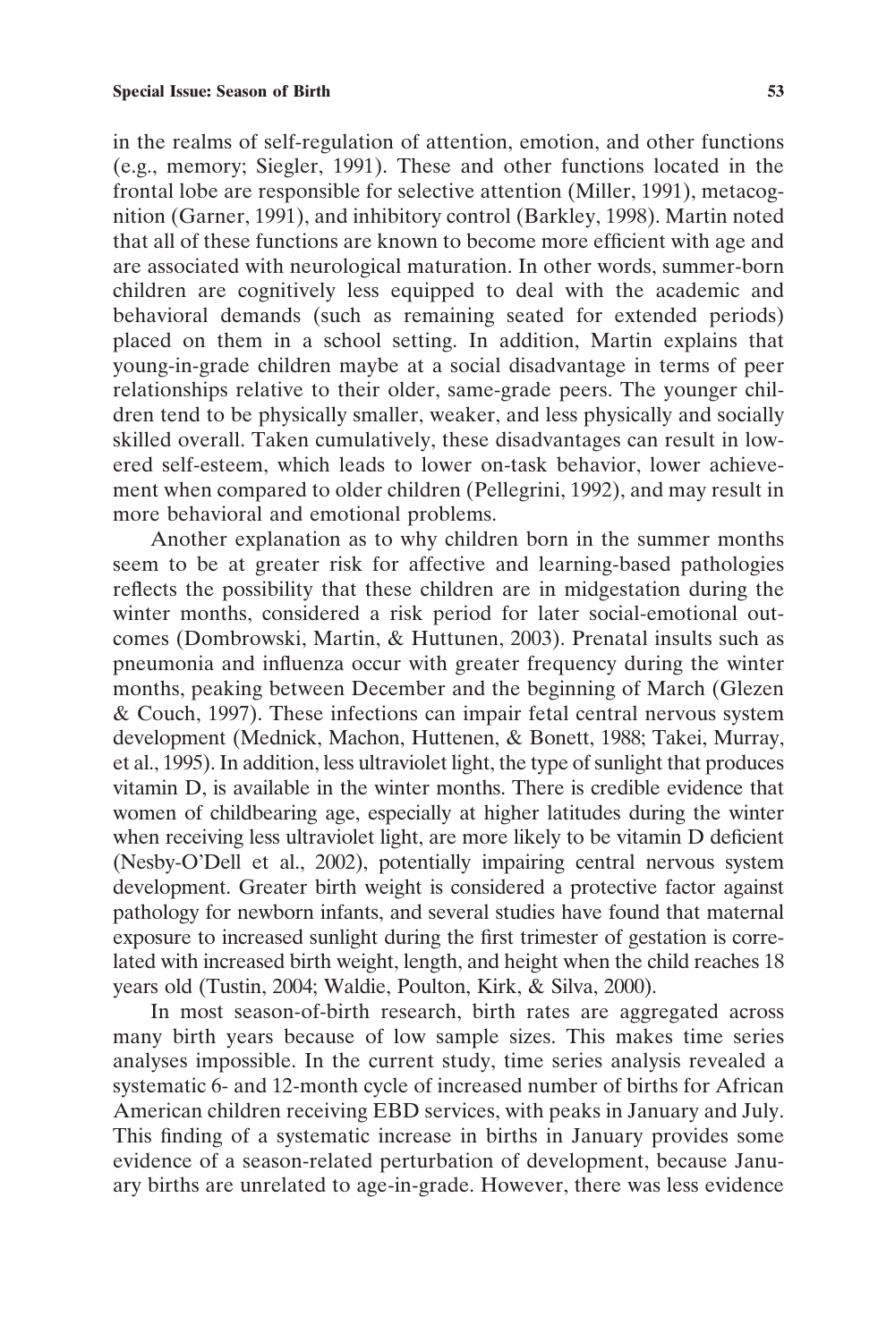in the realms of self-regulation of attention, emotion, and other functions (e.g., memory; Siegler, 1991). These and other functions located in the frontal lobe are responsible for selective attention (Miller, 1991), metacognition (Garner, 1991), and inhibitory control (Barkley, 1998). Martin noted that all of these functions are known to become more efficient with age and are associated with neurological maturation. In other words, summer-born children are cognitively less equipped to deal with the academic and behavioral demands (such as remaining seated for extended periods) placed on them in a school setting. In addition, Martin explains that young-in-grade children maybe at a social disadvantage in terms of peer relationships relative to their older, same-grade peers. The younger children tend to be physically smaller, weaker, and less physically and socially skilled overall. Taken cumulatively, these disadvantages can result in lowered self-esteem, which leads to lower on-task behavior, lower achievement when compared to older children (Pellegrini, 1992), and may result in more behavioral and emotional problems.

Another explanation as to why children born in the summer months seem to be at greater risk for affective and learning-based pathologies reflects the possibility that these children are in midgestation during the winter months, considered a risk period for later social-emotional outcomes (Dombrowski, Martin, & Huttunen, 2003). Prenatal insults such as pneumonia and influenza occur with greater frequency during the winter months, peaking between December and the beginning of March (Glezen & Couch, 1997). These infections can impair fetal central nervous system development (Mednick, Machon, Huttenen, & Bonett, 1988; Takei, Murray, et al., 1995). In addition, less ultraviolet light, the type of sunlight that produces vitamin D, is available in the winter months. There is credible evidence that women of childbearing age, especially at higher latitudes during the winter when receiving less ultraviolet light, are more likely to be vitamin D deficient (Nesby-O'Dell et al., 2002), potentially impairing central nervous system development. Greater birth weight is considered a protective factor against pathology for newborn infants, and several studies have found that maternal exposure to increased sunlight during the first trimester of gestation is correlated with increased birth weight, length, and height when the child reaches 18 years old (Tustin, 2004; Waldie, Poulton, Kirk, & Silva, 2000).

In most season-of-birth research, birth rates are aggregated across many birth years because of low sample sizes. This makes time series analyses impossible. In the current study, time series analysis revealed a systematic 6- and 12-month cycle of increased number of births for African American children receiving EBD services, with peaks in January and July. This finding of a systematic increase in births in January provides some evidence of a season-related perturbation of development, because January births are unrelated to age-in-grade. However, there was less evidence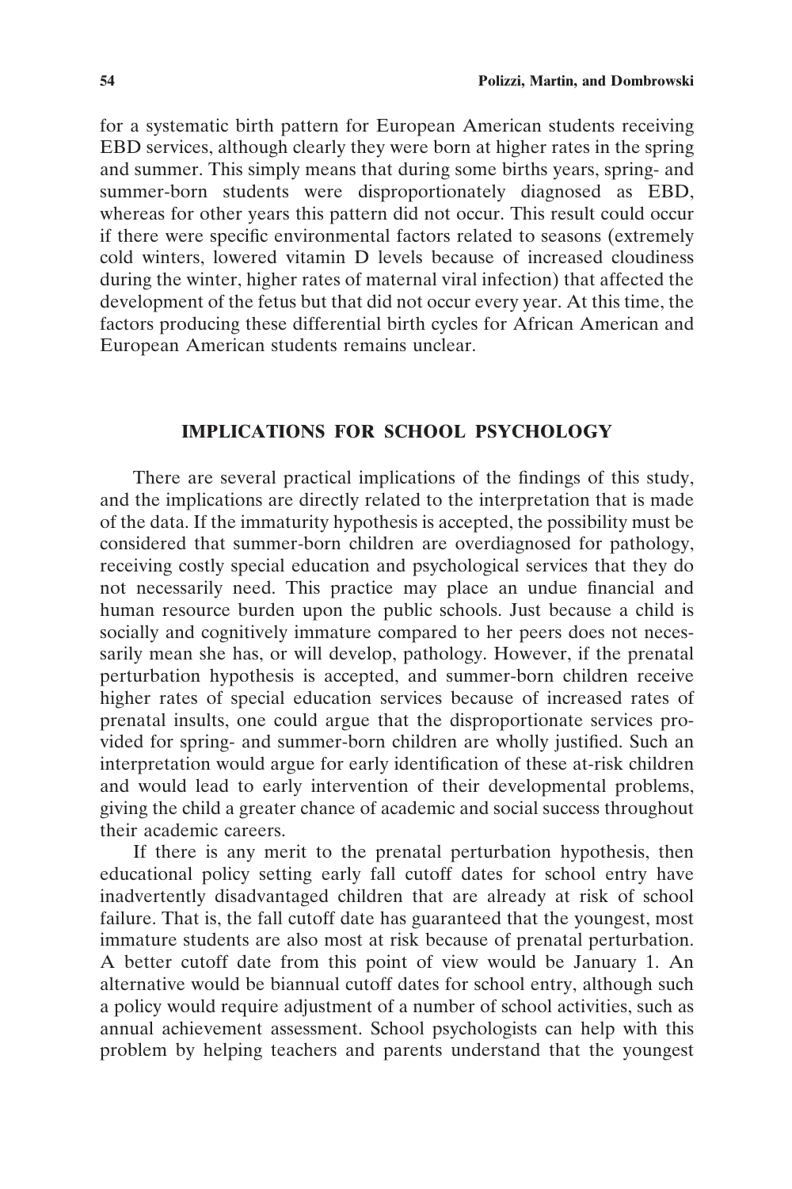for a systematic birth pattern for European American students receiving EBD services, although clearly they were born at higher rates in the spring and summer. This simply means that during some births years, spring- and summer-born students were disproportionately diagnosed as EBD, whereas for other years this pattern did not occur. This result could occur if there were specific environmental factors related to seasons (extremely cold winters, lowered vitamin D levels because of increased cloudiness during the winter, higher rates of maternal viral infection) that affected the development of the fetus but that did not occur every year. At this time, the factors producing these differential birth cycles for African American and European American students remains unclear.

## IMPLICATIONS FOR SCHOOL PSYCHOLOGY

There are several practical implications of the findings of this study, and the implications are directly related to the interpretation that is made of the data. If the immaturity hypothesis is accepted, the possibility must be considered that summer-born children are overdiagnosed for pathology, receiving costly special education and psychological services that they do not necessarily need. This practice may place an undue financial and human resource burden upon the public schools. Just because a child is socially and cognitively immature compared to her peers does not necessarily mean she has, or will develop, pathology. However, if the prenatal perturbation hypothesis is accepted, and summer-born children receive higher rates of special education services because of increased rates of prenatal insults, one could argue that the disproportionate services provided for spring- and summer-born children are wholly justified. Such an interpretation would argue for early identification of these at-risk children and would lead to early intervention of their developmental problems, giving the child a greater chance of academic and social success throughout their academic careers.

If there is any merit to the prenatal perturbation hypothesis, then educational policy setting early fall cutoff dates for school entry have inadvertently disadvantaged children that are already at risk of school failure. That is, the fall cutoff date has guaranteed that the youngest, most immature students are also most at risk because of prenatal perturbation. A better cutoff date from this point of view would be January 1. An alternative would be biannual cutoff dates for school entry, although such a policy would require adjustment of a number of school activities, such as annual achievement assessment. School psychologists can help with this problem by helping teachers and parents understand that the youngest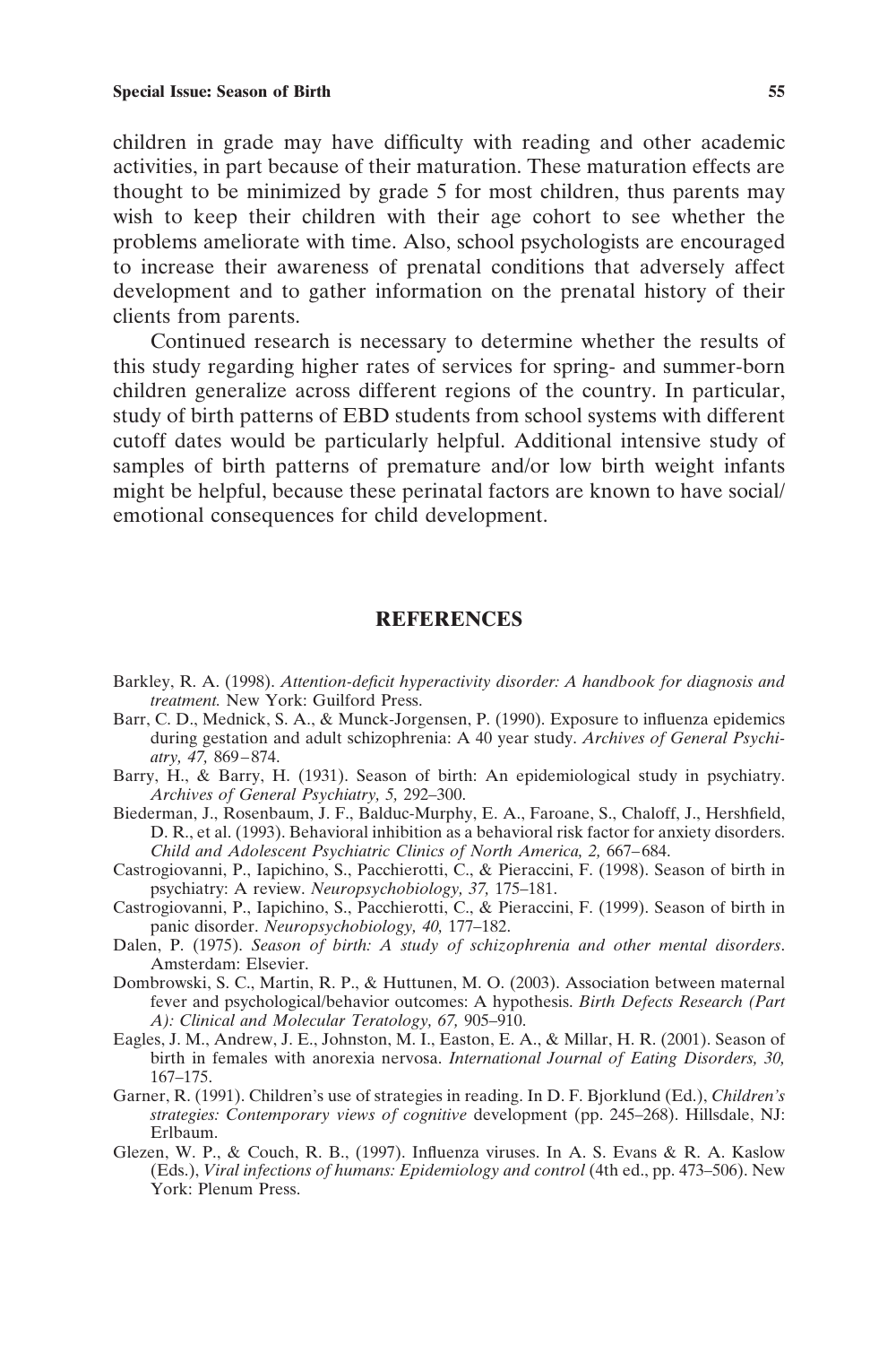children in grade may have difficulty with reading and other academic activities, in part because of their maturation. These maturation effects are thought to be minimized by grade 5 for most children, thus parents may wish to keep their children with their age cohort to see whether the problems ameliorate with time. Also, school psychologists are encouraged to increase their awareness of prenatal conditions that adversely affect development and to gather information on the prenatal history of their clients from parents.

Continued research is necessary to determine whether the results of this study regarding higher rates of services for spring- and summer-born children generalize across different regions of the country. In particular, study of birth patterns of EBD students from school systems with different cutoff dates would be particularly helpful. Additional intensive study of samples of birth patterns of premature and/or low birth weight infants might be helpful, because these perinatal factors are known to have social/emotional consequences for child development.

## REFERENCES

Barkley, R. A. (1998). *Attention-deficit hyperactivity disorder: A handbook for diagnosis and treatment.* New York: Guilford Press.

Barr, C. D., Mednick, S. A., & Munck-Jorgensen, P. (1990). Exposure to influenza epidemics during gestation and adult schizophrenia: A 40 year study. *Archives of General Psychiatry, 47,* 869–874.

Barry, H., & Barry, H. (1931). Season of birth: An epidemiological study in psychiatry. *Archives of General Psychiatry, 5,* 292–300.

Biederman, J., Rosenbaum, J. F., Balduc-Murphy, E. A., Faroane, S., Chaloff, J., Hershfield, D. R., et al. (1993). Behavioral inhibition as a behavioral risk factor for anxiety disorders. *Child and Adolescent Psychiatric Clinics of North America, 2,* 667–684.

Castrogiovanni, P., Iapichino, S., Pacchierotti, C., & Pieraccini, F. (1998). Season of birth in psychiatry: A review. *Neuropsychobiology, 37,* 175–181.

Castrogiovanni, P., Iapichino, S., Pacchierotti, C., & Pieraccini, F. (1999). Season of birth in panic disorder. *Neuropsychobiology, 40,* 177–182.

Dalen, P. (1975). *Season of birth: A study of schizophrenia and other mental disorders*. Amsterdam: Elsevier.

Dombrowski, S. C., Martin, R. P., & Huttunen, M. O. (2003). Association between maternal fever and psychological/behavior outcomes: A hypothesis. *Birth Defects Research (Part A): Clinical and Molecular Teratology, 67,* 905–910.

Eagles, J. M., Andrew, J. E., Johnston, M. I., Easton, E. A., & Millar, H. R. (2001). Season of birth in females with anorexia nervosa. *International Journal of Eating Disorders, 30,* 167–175.

Garner, R. (1991). Children's use of strategies in reading. In D. F. Bjorklund (Ed.), *Children's strategies: Contemporary views of cognitive* development (pp. 245–268). Hillsdale, NJ: Erlbaum.

Glezen, W. P., & Couch, R. B., (1997). Influenza viruses. In A. S. Evans & R. A. Kaslow (Eds.), *Viral infections of humans: Epidemiology and control* (4th ed., pp. 473–506). New York: Plenum Press.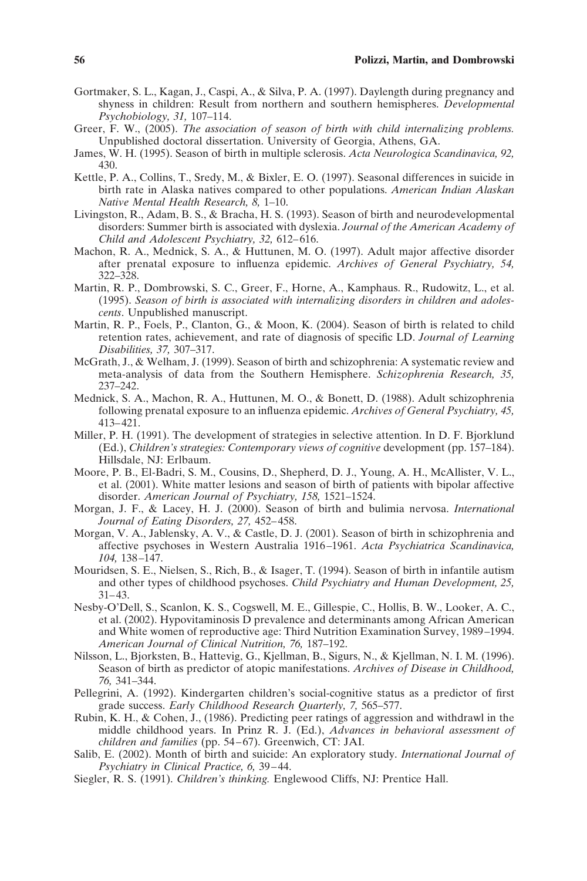Gortmaker, S. L., Kagan, J., Caspi, A., & Silva, P. A. (1997). Daylength during pregnancy and shyness in children: Result from northern and southern hemispheres. *Developmental Psychobiology, 31,* 107–114.

Greer, F. W., (2005). *The association of season of birth with child internalizing problems.* Unpublished doctoral dissertation. University of Georgia, Athens, GA.

James, W. H. (1995). Season of birth in multiple sclerosis. *Acta Neurologica Scandinavica, 92,* 430.

Kettle, P. A., Collins, T., Sredy, M., & Bixler, E. O. (1997). Seasonal differences in suicide in birth rate in Alaska natives compared to other populations. *American Indian Alaskan Native Mental Health Research, 8,* 1–10.

Livingston, R., Adam, B. S., & Bracha, H. S. (1993). Season of birth and neurodevelopmental disorders: Summer birth is associated with dyslexia. *Journal of the American Academy of Child and Adolescent Psychiatry, 32,* 612–616.

Machon, R. A., Mednick, S. A., & Huttunen, M. O. (1997). Adult major affective disorder after prenatal exposure to influenza epidemic. *Archives of General Psychiatry, 54,* 322–328.

Martin, R. P., Dombrowski, S. C., Greer, F., Horne, A., Kamphaus. R., Rudowitz, L., et al. (1995). *Season of birth is associated with internalizing disorders in children and adolescents*. Unpublished manuscript.

Martin, R. P., Foels, P., Clanton, G., & Moon, K. (2004). Season of birth is related to child retention rates, achievement, and rate of diagnosis of specific LD. *Journal of Learning Disabilities, 37,* 307–317.

McGrath, J., & Welham, J. (1999). Season of birth and schizophrenia: A systematic review and meta-analysis of data from the Southern Hemisphere. *Schizophrenia Research, 35,* 237–242.

Mednick, S. A., Machon, R. A., Huttunen, M. O., & Bonett, D. (1988). Adult schizophrenia following prenatal exposure to an influenza epidemic. *Archives of General Psychiatry, 45,* 413–421.

Miller, P. H. (1991). The development of strategies in selective attention. In D. F. Bjorklund (Ed.), *Children's strategies: Contemporary views of cognitive* development (pp. 157–184). Hillsdale, NJ: Erlbaum.

Moore, P. B., El-Badri, S. M., Cousins, D., Shepherd, D. J., Young, A. H., McAllister, V. L., et al. (2001). White matter lesions and season of birth of patients with bipolar affective disorder. *American Journal of Psychiatry, 158,* 1521–1524.

Morgan, J. F., & Lacey, H. J. (2000). Season of birth and bulimia nervosa. *International Journal of Eating Disorders, 27,* 452–458.

Morgan, V. A., Jablensky, A. V., & Castle, D. J. (2001). Season of birth in schizophrenia and affective psychoses in Western Australia 1916–1961. *Acta Psychiatrica Scandinavica, 104,* 138–147.

Mouridsen, S. E., Nielsen, S., Rich, B., & Isager, T. (1994). Season of birth in infantile autism and other types of childhood psychoses. *Child Psychiatry and Human Development, 25,* 31–43.

Nesby-O'Dell, S., Scanlon, K. S., Cogswell, M. E., Gillespie, C., Hollis, B. W., Looker, A. C., et al. (2002). Hypovitaminosis D prevalence and determinants among African American and White women of reproductive age: Third Nutrition Examination Survey, 1989–1994. *American Journal of Clinical Nutrition, 76,* 187–192.

Nilsson, L., Bjorksten, B., Hattevig, G., Kjellman, B., Sigurs, N., & Kjellman, N. I. M. (1996). Season of birth as predictor of atopic manifestations. *Archives of Disease in Childhood, 76,* 341–344.

Pellegrini, A. (1992). Kindergarten children's social-cognitive status as a predictor of first grade success. *Early Childhood Research Quarterly, 7,* 565–577.

Rubin, K. H., & Cohen, J., (1986). Predicting peer ratings of aggression and withdrawl in the middle childhood years. In Prinz R. J. (Ed.), *Advances in behavioral assessment of children and families* (pp. 54–67). Greenwich, CT: JAI.

Salib, E. (2002). Month of birth and suicide: An exploratory study. *International Journal of Psychiatry in Clinical Practice, 6,* 39–44.

Siegler, R. S. (1991). *Children's thinking.* Englewood Cliffs, NJ: Prentice Hall.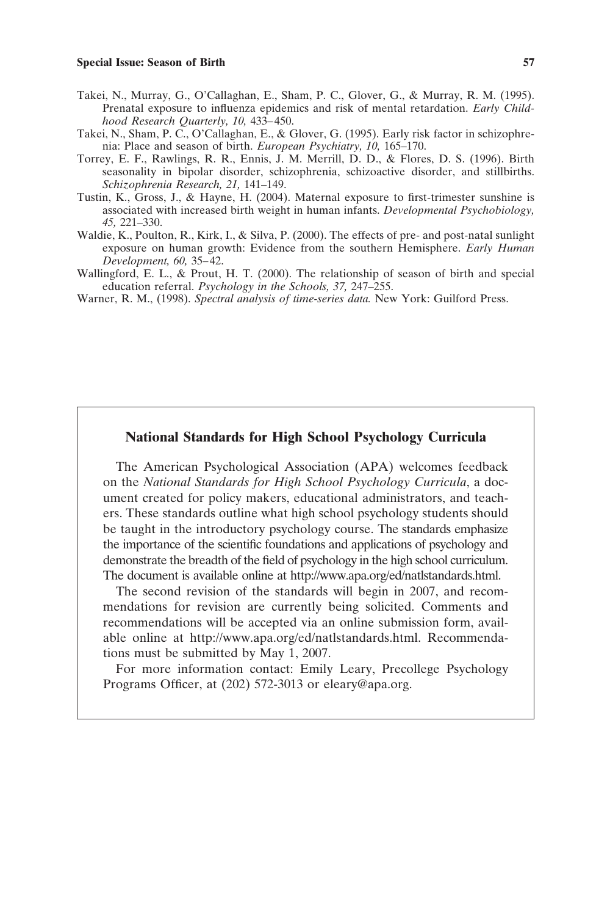Takei, N., Murray, G., O'Callaghan, E., Sham, P. C., Glover, G., & Murray, R. M. (1995). Prenatal exposure to influenza epidemics and risk of mental retardation. *Early Childhood Research Quarterly, 10,* 433–450.

Takei, N., Sham, P. C., O'Callaghan, E., & Glover, G. (1995). Early risk factor in schizophrenia: Place and season of birth. *European Psychiatry, 10,* 165–170.

Torrey, E. F., Rawlings, R. R., Ennis, J. M. Merrill, D. D., & Flores, D. S. (1996). Birth seasonality in bipolar disorder, schizophrenia, schizoactive disorder, and stillbirths. *Schizophrenia Research, 21,* 141–149.

Tustin, K., Gross, J., & Hayne, H. (2004). Maternal exposure to first-trimester sunshine is associated with increased birth weight in human infants. *Developmental Psychobiology, 45,* 221–330.

Waldie, K., Poulton, R., Kirk, I., & Silva, P. (2000). The effects of pre- and post-natal sunlight exposure on human growth: Evidence from the southern Hemisphere. *Early Human Development, 60,* 35–42.

Wallingford, E. L., & Prout, H. T. (2000). The relationship of season of birth and special education referral. *Psychology in the Schools, 37,* 247–255.

Warner, R. M., (1998). *Spectral analysis of time-series data.* New York: Guilford Press.

## National Standards for High School Psychology Curricula

The American Psychological Association (APA) welcomes feedback on the *National Standards for High School Psychology Curricula*, a document created for policy makers, educational administrators, and teachers. These standards outline what high school psychology students should be taught in the introductory psychology course. The standards emphasize the importance of the scientific foundations and applications of psychology and demonstrate the breadth of the field of psychology in the high school curriculum. The document is available online at http://www.apa.org/ed/natlstandards.html.

The second revision of the standards will begin in 2007, and recommendations for revision are currently being solicited. Comments and recommendations will be accepted via an online submission form, available online at http://www.apa.org/ed/natlstandards.html. Recommendations must be submitted by May 1, 2007.

For more information contact: Emily Leary, Precollege Psychology Programs Officer, at (202) 572-3013 or eleary@apa.org.